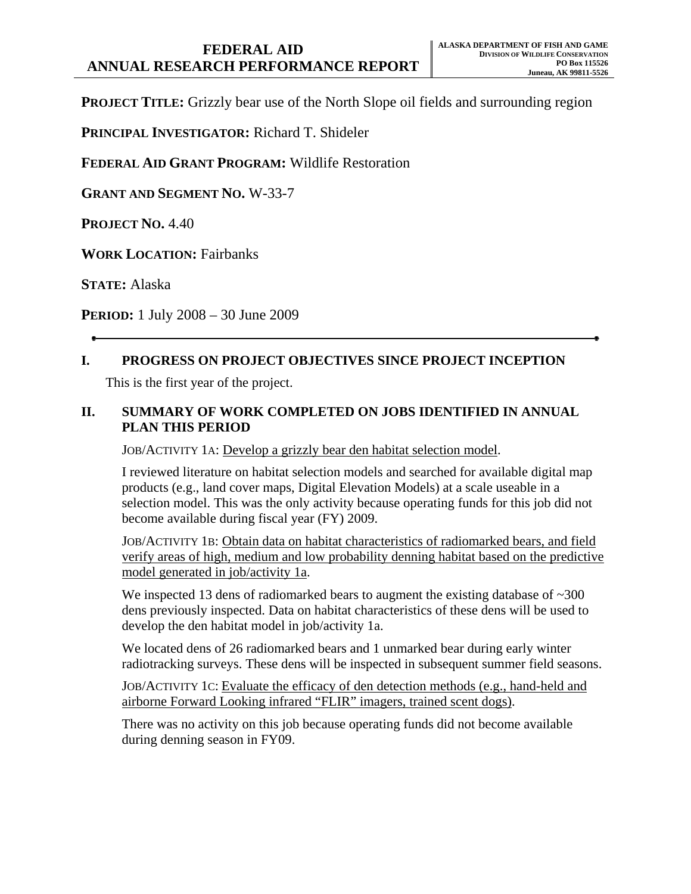# FEDERAL AID
# ANNUAL RESEARCH PERFORMANCE REPORT

**ALASKA DEPARTMENT OF FISH AND GAME**
**DIVISION OF WILDLIFE CONSERVATION**
**PO Box 115526**
**Juneau, AK 99811-5526**

**PROJECT TITLE:** Grizzly bear use of the North Slope oil fields and surrounding region

**PRINCIPAL INVESTIGATOR:** Richard T. Shideler

**FEDERAL AID GRANT PROGRAM:** Wildlife Restoration

**GRANT AND SEGMENT NO.** W-33-7

**PROJECT NO.** 4.40

**WORK LOCATION:** Fairbanks

**STATE:** Alaska

**PERIOD:** 1 July 2008 – 30 June 2009

---

## I. PROGRESS ON PROJECT OBJECTIVES SINCE PROJECT INCEPTION

This is the first year of the project.

## II. SUMMARY OF WORK COMPLETED ON JOBS IDENTIFIED IN ANNUAL PLAN THIS PERIOD

JOB/ACTIVITY 1A: Develop a grizzly bear den habitat selection model.

I reviewed literature on habitat selection models and searched for available digital map products (e.g., land cover maps, Digital Elevation Models) at a scale useable in a selection model. This was the only activity because operating funds for this job did not become available during fiscal year (FY) 2009.

JOB/ACTIVITY 1B: Obtain data on habitat characteristics of radiomarked bears, and field verify areas of high, medium and low probability denning habitat based on the predictive model generated in job/activity 1a.

We inspected 13 dens of radiomarked bears to augment the existing database of ~300 dens previously inspected. Data on habitat characteristics of these dens will be used to develop the den habitat model in job/activity 1a.

We located dens of 26 radiomarked bears and 1 unmarked bear during early winter radiotracking surveys. These dens will be inspected in subsequent summer field seasons.

JOB/ACTIVITY 1C: Evaluate the efficacy of den detection methods (e.g., hand-held and airborne Forward Looking infrared "FLIR" imagers, trained scent dogs).

There was no activity on this job because operating funds did not become available during denning season in FY09.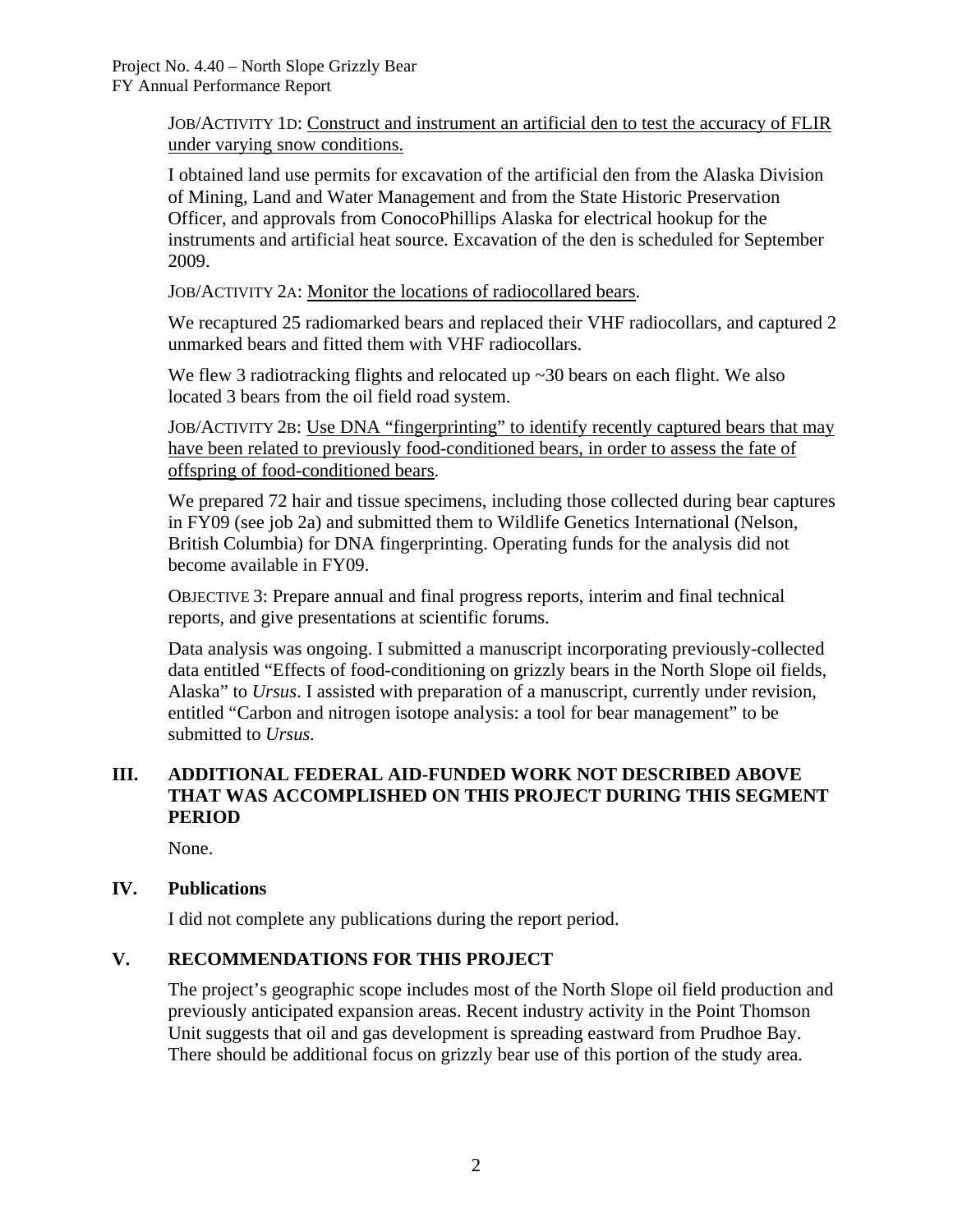JOB/ACTIVITY 1D: Construct and instrument an artificial den to test the accuracy of FLIR under varying snow conditions.

I obtained land use permits for excavation of the artificial den from the Alaska Division of Mining, Land and Water Management and from the State Historic Preservation Officer, and approvals from ConocoPhillips Alaska for electrical hookup for the instruments and artificial heat source. Excavation of the den is scheduled for September 2009.

JOB/ACTIVITY 2A: Monitor the locations of radiocollared bears.

We recaptured 25 radiomarked bears and replaced their VHF radiocollars, and captured 2 unmarked bears and fitted them with VHF radiocollars.

We flew 3 radiotracking flights and relocated up ~30 bears on each flight. We also located 3 bears from the oil field road system.

JOB/ACTIVITY 2B: Use DNA "fingerprinting" to identify recently captured bears that may have been related to previously food-conditioned bears, in order to assess the fate of offspring of food-conditioned bears.

We prepared 72 hair and tissue specimens, including those collected during bear captures in FY09 (see job 2a) and submitted them to Wildlife Genetics International (Nelson, British Columbia) for DNA fingerprinting. Operating funds for the analysis did not become available in FY09.

OBJECTIVE 3: Prepare annual and final progress reports, interim and final technical reports, and give presentations at scientific forums.

Data analysis was ongoing. I submitted a manuscript incorporating previously-collected data entitled "Effects of food-conditioning on grizzly bears in the North Slope oil fields, Alaska" to *Ursus*. I assisted with preparation of a manuscript, currently under revision, entitled "Carbon and nitrogen isotope analysis: a tool for bear management" to be submitted to *Ursus.*

## III. ADDITIONAL FEDERAL AID-FUNDED WORK NOT DESCRIBED ABOVE THAT WAS ACCOMPLISHED ON THIS PROJECT DURING THIS SEGMENT PERIOD

None.

## IV. Publications

I did not complete any publications during the report period.

## V. RECOMMENDATIONS FOR THIS PROJECT

The project's geographic scope includes most of the North Slope oil field production and previously anticipated expansion areas. Recent industry activity in the Point Thomson Unit suggests that oil and gas development is spreading eastward from Prudhoe Bay. There should be additional focus on grizzly bear use of this portion of the study area.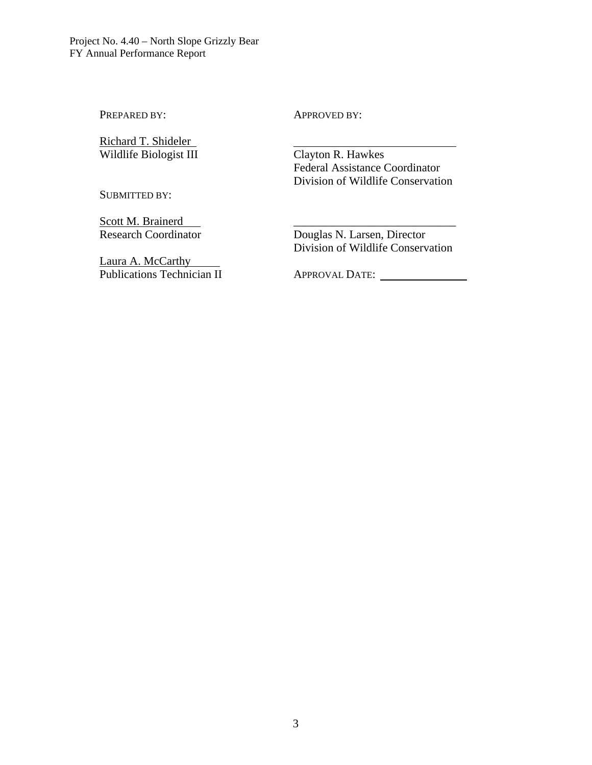PREPARED BY:

Richard T. Shideler
Wildlife Biologist III

SUBMITTED BY:

Scott M. Brainerd
Research Coordinator

Laura A. McCarthy
Publications Technician II

APPROVED BY:

\_\_\_\_\_\_\_\_\_\_\_\_\_\_\_\_\_\_\_\_\_\_\_\_\_\_\_\_
Clayton R. Hawkes
Federal Assistance Coordinator
Division of Wildlife Conservation

\_\_\_\_\_\_\_\_\_\_\_\_\_\_\_\_\_\_\_\_\_\_\_\_\_\_\_\_
Douglas N. Larsen, Director
Division of Wildlife Conservation

APPROVAL DATE: \_\_\_\_\_\_\_\_\_\_\_\_\_\_\_\_